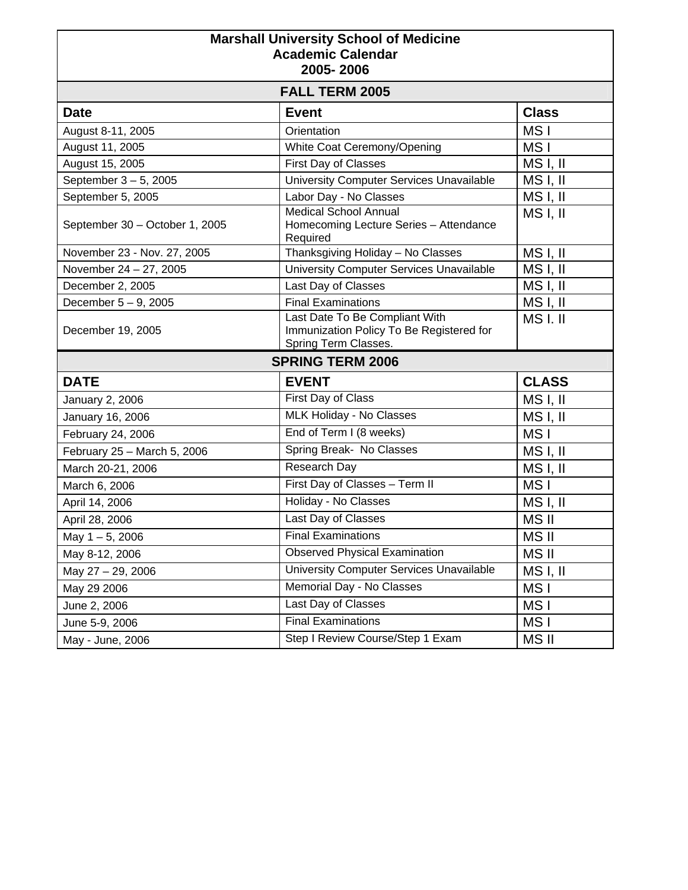# Marshall University School of Medicine
## Academic Calendar
## 2005- 2006

### FALL TERM 2005

| Date | Event | Class |
|---|---|---|
| August 8-11, 2005 | Orientation | MS I |
| August 11, 2005 | White Coat Ceremony/Opening | MS I |
| August 15, 2005 | First Day of Classes | MS I, II |
| September 3 – 5, 2005 | University Computer Services Unavailable | MS I, II |
| September 5, 2005 | Labor Day - No Classes | MS I, II |
| September 30 – October 1, 2005 | Medical School Annual Homecoming Lecture Series – Attendance Required | MS I, II |
| November 23 - Nov. 27, 2005 | Thanksgiving Holiday – No Classes | MS I, II |
| November 24 – 27, 2005 | University Computer Services Unavailable | MS I, II |
| December 2, 2005 | Last Day of Classes | MS I, II |
| December 5 – 9, 2005 | Final Examinations | MS I, II |
| December 19, 2005 | Last Date To Be Compliant With Immunization Policy To Be Registered for Spring Term Classes. | MS I. II |

### SPRING TERM 2006

| DATE | EVENT | CLASS |
|---|---|---|
| January 2, 2006 | First Day of Class | MS I, II |
| January 16, 2006 | MLK Holiday - No Classes | MS I, II |
| February 24, 2006 | End of Term I (8 weeks) | MS I |
| February 25 – March 5, 2006 | Spring Break- No Classes | MS I, II |
| March 20-21, 2006 | Research Day | MS I, II |
| March 6, 2006 | First Day of Classes – Term II | MS I |
| April 14, 2006 | Holiday - No Classes | MS I, II |
| April 28, 2006 | Last Day of Classes | MS II |
| May 1 – 5, 2006 | Final Examinations | MS II |
| May 8-12, 2006 | Observed Physical Examination | MS II |
| May 27 – 29, 2006 | University Computer Services Unavailable | MS I, II |
| May 29 2006 | Memorial Day - No Classes | MS I |
| June 2, 2006 | Last Day of Classes | MS I |
| June 5-9, 2006 | Final Examinations | MS I |
| May - June, 2006 | Step I Review Course/Step 1 Exam | MS II |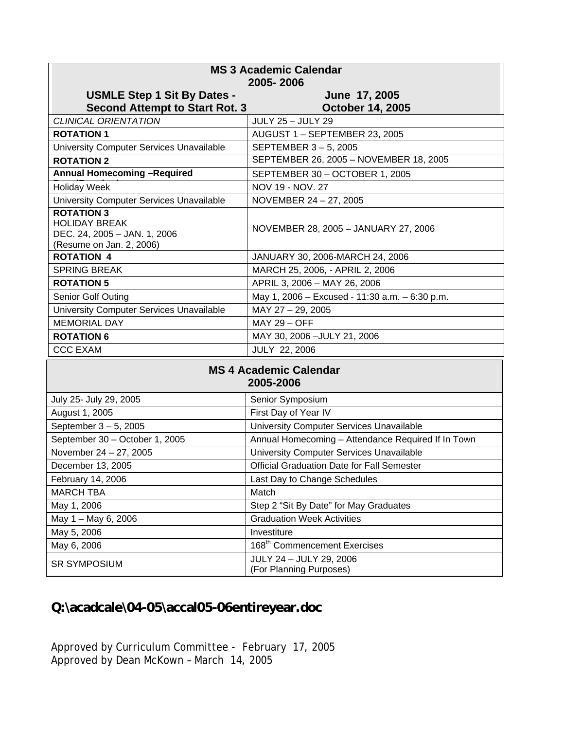| MS 3 Academic Calendar 2005- 2006 | |
|---|---|
| **USMLE Step 1 Sit By Dates -** | **June 17, 2005** |
| **Second Attempt to Start Rot. 3** | **October 14, 2005** |
| *CLINICAL ORIENTATION* | JULY 25 – JULY 29 |
| **ROTATION 1** | AUGUST 1 – SEPTEMBER 23, 2005 |
| University Computer Services Unavailable | SEPTEMBER 3 – 5, 2005 |
| **ROTATION 2** | SEPTEMBER 26, 2005 – NOVEMBER 18, 2005 |
| **Annual Homecoming –Required** | SEPTEMBER 30 – OCTOBER 1, 2005 |
| Holiday Week | NOV 19 - NOV. 27 |
| University Computer Services Unavailable | NOVEMBER 24 – 27, 2005 |
| **ROTATION 3** HOLIDAY BREAK DEC. 24, 2005 – JAN. 1, 2006 (Resume on Jan. 2, 2006) | NOVEMBER 28, 2005 – JANUARY 27, 2006 |
| **ROTATION 4** | JANUARY 30, 2006-MARCH 24, 2006 |
| SPRING BREAK | MARCH 25, 2006, - APRIL 2, 2006 |
| **ROTATION 5** | APRIL 3, 2006 – MAY 26, 2006 |
| Senior Golf Outing | May 1, 2006 – Excused - 11:30 a.m. – 6:30 p.m. |
| University Computer Services Unavailable | MAY 27 – 29, 2005 |
| MEMORIAL DAY | MAY 29 – OFF |
| **ROTATION 6** | MAY 30, 2006 –JULY 21, 2006 |
| CCC EXAM | JULY 22, 2006 |

| MS 4 Academic Calendar 2005-2006 | |
|---|---|
| July 25- July 29, 2005 | Senior Symposium |
| August 1, 2005 | First Day of Year IV |
| September 3 – 5, 2005 | University Computer Services Unavailable |
| September 30 – October 1, 2005 | Annual Homecoming – Attendance Required If In Town |
| November 24 – 27, 2005 | University Computer Services Unavailable |
| December 13, 2005 | Official Graduation Date for Fall Semester |
| February 14, 2006 | Last Day to Change Schedules |
| MARCH TBA | Match |
| May 1, 2006 | Step 2 "Sit By Date" for May Graduates |
| May 1 – May 6, 2006 | Graduation Week Activities |
| May 5, 2006 | Investiture |
| May 6, 2006 | 168th Commencement Exercises |
| SR SYMPOSIUM | JULY 24 – JULY 29, 2006 (For Planning Purposes) |

**Q:\acadcale\04-05\accal05-06entireyear.doc**

Approved by Curriculum Committee - February 17, 2005
Approved by Dean McKown – March 14, 2005